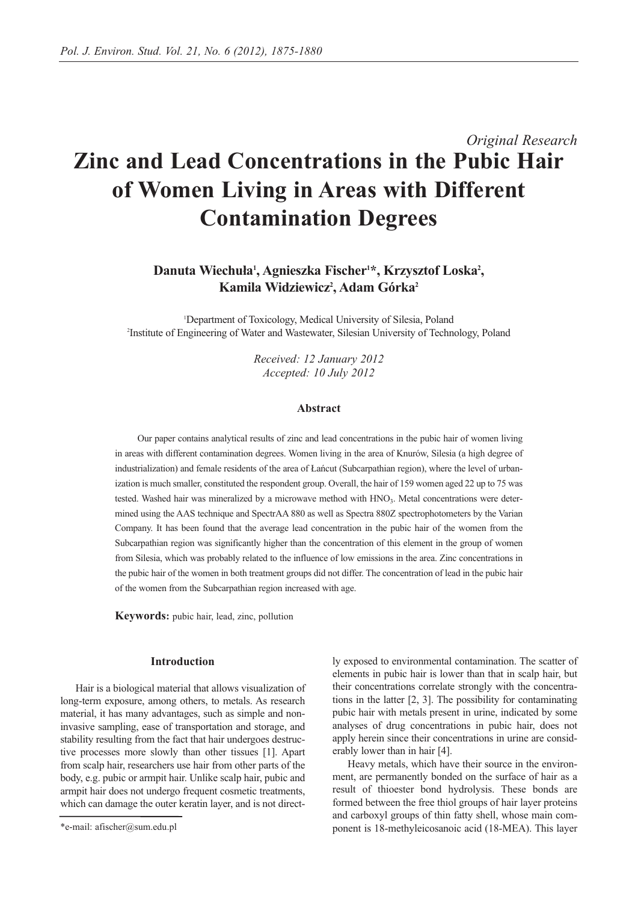*Original Research*

# Zinc and Lead Concentrations in the Pubic Hair of Women Living in Areas with Different Contamination Degrees

**Danuta Wiechuła[1], Agnieszka Fischer[1]*, Krzysztof Loska[2], Kamila Widziewicz[2], Adam Górka[2]**

[1]Department of Toxicology, Medical University of Silesia, Poland
[2]Institute of Engineering of Water and Wastewater, Silesian University of Technology, Poland

*Received: 12 January 2012*
*Accepted: 10 July 2012*

### Abstract

Our paper contains analytical results of zinc and lead concentrations in the pubic hair of women living in areas with different contamination degrees. Women living in the area of Knurów, Silesia (a high degree of industrialization) and female residents of the area of Łańcut (Subcarpathian region), where the level of urbanization is much smaller, constituted the respondent group. Overall, the hair of 159 women aged 22 up to 75 was tested. Washed hair was mineralized by a microwave method with $HNO_3$. Metal concentrations were determined using the AAS technique and SpectrAA 880 as well as Spectra 880Z spectrophotometers by the Varian Company. It has been found that the average lead concentration in the pubic hair of the women from the Subcarpathian region was significantly higher than the concentration of this element in the group of women from Silesia, which was probably related to the influence of low emissions in the area. Zinc concentrations in the pubic hair of the women in both treatment groups did not differ. The concentration of lead in the pubic hair of the women from the Subcarpathian region increased with age.

**Keywords:** pubic hair, lead, zinc, pollution

## Introduction

Hair is a biological material that allows visualization of long-term exposure, among others, to metals. As research material, it has many advantages, such as simple and non-invasive sampling, ease of transportation and storage, and stability resulting from the fact that hair undergoes destructive processes more slowly than other tissues [1]. Apart from scalp hair, researchers use hair from other parts of the body, e.g. pubic or armpit hair. Unlike scalp hair, pubic and armpit hair does not undergo frequent cosmetic treatments, which can damage the outer keratin layer, and is not directly exposed to environmental contamination. The scatter of elements in pubic hair is lower than that in scalp hair, but their concentrations correlate strongly with the concentrations in the latter [2, 3]. The possibility for contaminating pubic hair with metals present in urine, indicated by some analyses of drug concentrations in pubic hair, does not apply herein since their concentrations in urine are considerably lower than in hair [4].

Heavy metals, which have their source in the environment, are permanently bonded on the surface of hair as a result of thioester bond hydrolysis. These bonds are formed between the free thiol groups of hair layer proteins and carboxyl groups of thin fatty shell, whose main component is 18-methyleicosanoic acid (18-MEA). This layer

*e-mail: afischer@sum.edu.pl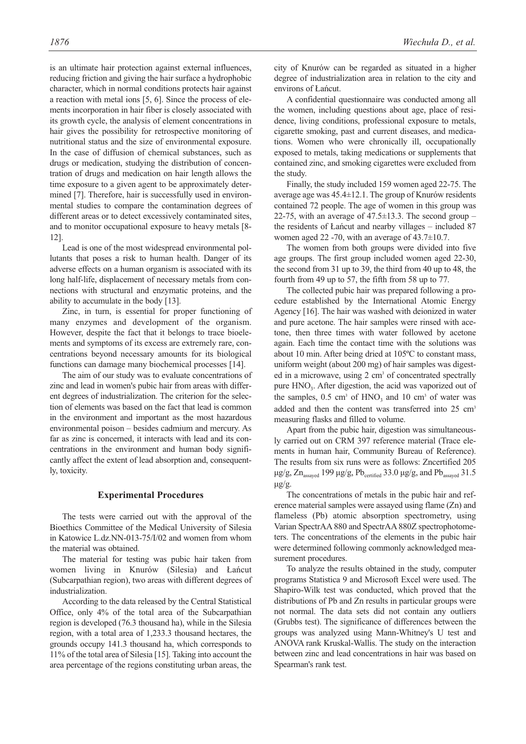is an ultimate hair protection against external influences, reducing friction and giving the hair surface a hydrophobic character, which in normal conditions protects hair against a reaction with metal ions [5, 6]. Since the process of elements incorporation in hair fiber is closely associated with its growth cycle, the analysis of element concentrations in hair gives the possibility for retrospective monitoring of nutritional status and the size of environmental exposure. In the case of diffusion of chemical substances, such as drugs or medication, studying the distribution of concentration of drugs and medication on hair length allows the time exposure to a given agent to be approximately determined [7]. Therefore, hair is successfully used in environmental studies to compare the contamination degrees of different areas or to detect excessively contaminated sites, and to monitor occupational exposure to heavy metals [8-12].

Lead is one of the most widespread environmental pollutants that poses a risk to human health. Danger of its adverse effects on a human organism is associated with its long half-life, displacement of necessary metals from connections with structural and enzymatic proteins, and the ability to accumulate in the body [13].

Zinc, in turn, is essential for proper functioning of many enzymes and development of the organism. However, despite the fact that it belongs to trace bioelements and symptoms of its excess are extremely rare, concentrations beyond necessary amounts for its biological functions can damage many biochemical processes [14].

The aim of our study was to evaluate concentrations of zinc and lead in women's pubic hair from areas with different degrees of industrialization. The criterion for the selection of elements was based on the fact that lead is common in the environment and important as the most hazardous environmental poison – besides cadmium and mercury. As far as zinc is concerned, it interacts with lead and its concentrations in the environment and human body significantly affect the extent of lead absorption and, consequently, toxicity.

## Experimental Procedures

The tests were carried out with the approval of the Bioethics Committee of the Medical University of Silesia in Katowice L.dz.NN-013-75/I/02 and women from whom the material was obtained.

The material for testing was pubic hair taken from women living in Knurów (Silesia) and Łańcut (Subcarpathian region), two areas with different degrees of industrialization.

According to the data released by the Central Statistical Office, only 4% of the total area of the Subcarpathian region is developed (76.3 thousand ha), while in the Silesia region, with a total area of 1,233.3 thousand hectares, the grounds occupy 141.3 thousand ha, which corresponds to 11% of the total area of Silesia [15]. Taking into account the area percentage of the regions constituting urban areas, the city of Knurów can be regarded as situated in a higher degree of industrialization area in relation to the city and environs of Łańcut.

A confidential questionnaire was conducted among all the women, including questions about age, place of residence, living conditions, professional exposure to metals, cigarette smoking, past and current diseases, and medications. Women who were chronically ill, occupationally exposed to metals, taking medications or supplements that contained zinc, and smoking cigarettes were excluded from the study.

Finally, the study included 159 women aged 22-75. The average age was 45.4±12.1. The group of Knurów residents contained 72 people. The age of women in this group was 22-75, with an average of 47.5±13.3. The second group – the residents of Łańcut and nearby villages – included 87 women aged 22 -70, with an average of 43.7±10.7.

The women from both groups were divided into five age groups. The first group included women aged 22-30, the second from 31 up to 39, the third from 40 up to 48, the fourth from 49 up to 57, the fifth from 58 up to 77.

The collected pubic hair was prepared following a procedure established by the International Atomic Energy Agency [16]. The hair was washed with deionized in water and pure acetone. The hair samples were rinsed with acetone, then three times with water followed by acetone again. Each time the contact time with the solutions was about 10 min. After being dried at 105ºC to constant mass, uniform weight (about 200 mg) of hair samples was digested in a microwave, using 2 $cm^3$ of concentrated spectrally pure $HNO_3$. After digestion, the acid was vaporized out of the samples, 0.5 $cm^3$ of $HNO_3$ and 10 $cm^3$ of water was added and then the content was transferred into 25 $cm^3$ measuring flasks and filled to volume.

Apart from the pubic hair, digestion was simultaneously carried out on CRM 397 reference material (Trace elements in human hair, Community Bureau of Reference). The results from six runs were as follows: Zncertified 205 μg/g, $Zn_{assayed}$ 199 μg/g, $Pb_{certified}$ 33.0 μg/g, and $Pb_{assayed}$ 31.5 μg/g.

The concentrations of metals in the pubic hair and reference material samples were assayed using flame (Zn) and flameless (Pb) atomic absorption spectrometry, using Varian SpectrAA 880 and SpectrAA 880Z spectrophotometers. The concentrations of the elements in the pubic hair were determined following commonly acknowledged measurement procedures.

To analyze the results obtained in the study, computer programs Statistica 9 and Microsoft Excel were used. The Shapiro-Wilk test was conducted, which proved that the distributions of Pb and Zn results in particular groups were not normal. The data sets did not contain any outliers (Grubbs test). The significance of differences between the groups was analyzed using Mann-Whitney's U test and ANOVA rank Kruskal-Wallis. The study on the interaction between zinc and lead concentrations in hair was based on Spearman's rank test.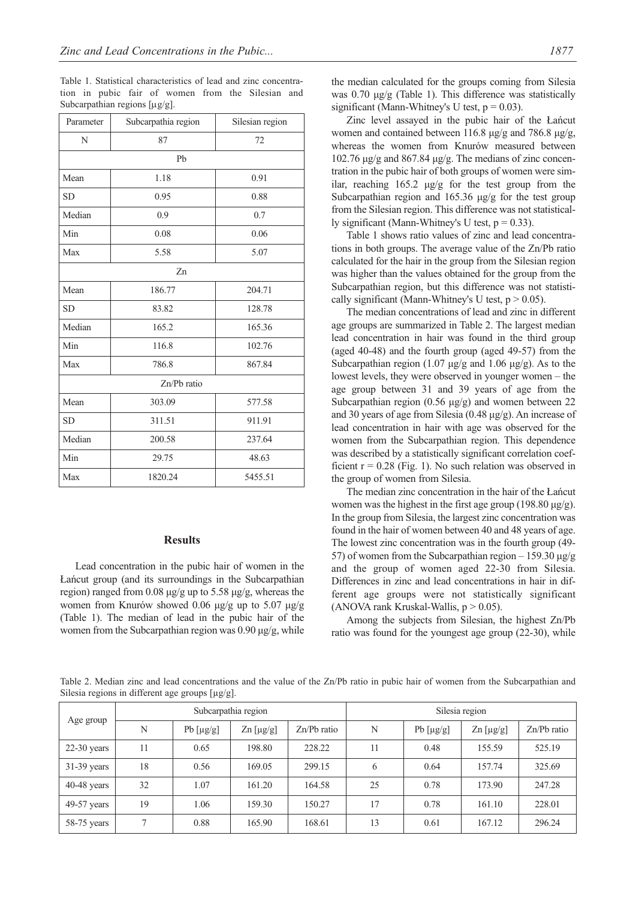Table 1. Statistical characteristics of lead and zinc concentration in pubic fair of women from the Silesian and Subcarpathian regions [µg/g].

| Parameter | Subcarpathia region | Silesian region |
|---|---|---|
| N | 87 | 72 |
| Pb | | |
| Mean | 1.18 | 0.91 |
| SD | 0.95 | 0.88 |
| Median | 0.9 | 0.7 |
| Min | 0.08 | 0.06 |
| Max | 5.58 | 5.07 |
| Zn | | |
| Mean | 186.77 | 204.71 |
| SD | 83.82 | 128.78 |
| Median | 165.2 | 165.36 |
| Min | 116.8 | 102.76 |
| Max | 786.8 | 867.84 |
| Zn/Pb ratio | | |
| Mean | 303.09 | 577.58 |
| SD | 311.51 | 911.91 |
| Median | 200.58 | 237.64 |
| Min | 29.75 | 48.63 |
| Max | 1820.24 | 5455.51 |

## Results

Lead concentration in the pubic hair of women in the Łańcut group (and its surroundings in the Subcarpathian region) ranged from 0.08 µg/g up to 5.58 µg/g, whereas the women from Knurów showed 0.06 µg/g up to 5.07 µg/g (Table 1). The median of lead in the pubic hair of the women from the Subcarpathian region was 0.90 µg/g, while the median calculated for the groups coming from Silesia was 0.70 µg/g (Table 1). This difference was statistically significant (Mann-Whitney's U test, $p = 0.03$).

Zinc level assayed in the pubic hair of the Łańcut women and contained between 116.8 µg/g and 786.8 µg/g, whereas the women from Knurów measured between 102.76 µg/g and 867.84 µg/g. The medians of zinc concentration in the pubic hair of both groups of women were similar, reaching 165.2 µg/g for the test group from the Subcarpathian region and 165.36 µg/g for the test group from the Silesian region. This difference was not statistically significant (Mann-Whitney's U test, $p = 0.33$).

Table 1 shows ratio values of zinc and lead concentrations in both groups. The average value of the Zn/Pb ratio calculated for the hair in the group from the Silesian region was higher than the values obtained for the group from the Subcarpathian region, but this difference was not statistically significant (Mann-Whitney's U test, $p > 0.05$).

The median concentrations of lead and zinc in different age groups are summarized in Table 2. The largest median lead concentration in hair was found in the third group (aged 40-48) and the fourth group (aged 49-57) from the Subcarpathian region (1.07 µg/g and 1.06 µg/g). As to the lowest levels, they were observed in younger women – the age group between 31 and 39 years of age from the Subcarpathian region (0.56 µg/g) and women between 22 and 30 years of age from Silesia (0.48 µg/g). An increase of lead concentration in hair with age was observed for the women from the Subcarpathian region. This dependence was described by a statistically significant correlation coefficient $r = 0.28$ (Fig. 1). No such relation was observed in the group of women from Silesia.

The median zinc concentration in the hair of the Łańcut women was the highest in the first age group (198.80 µg/g). In the group from Silesia, the largest zinc concentration was found in the hair of women between 40 and 48 years of age. The lowest zinc concentration was in the fourth group (49-57) of women from the Subcarpathian region – 159.30 µg/g and the group of women aged 22-30 from Silesia. Differences in zinc and lead concentrations in hair in different age groups were not statistically significant (ANOVA rank Kruskal-Wallis, $p > 0.05$).

Among the subjects from Silesian, the highest Zn/Pb ratio was found for the youngest age group (22-30), while

Table 2. Median zinc and lead concentrations and the value of the Zn/Pb ratio in pubic hair of women from the Subcarpathian and Silesia regions in different age groups [µg/g].

| Age group | Subcarpathia region | | | | Silesia region | | | |
|---|---|---|---|---|---|---|---|---|
| | N | Pb [µg/g] | Zn [µg/g] | Zn/Pb ratio | N | Pb [µg/g] | Zn [µg/g] | Zn/Pb ratio |
| 22-30 years | 11 | 0.65 | 198.80 | 228.22 | 11 | 0.48 | 155.59 | 525.19 |
| 31-39 years | 18 | 0.56 | 169.05 | 299.15 | 6 | 0.64 | 157.74 | 325.69 |
| 40-48 years | 32 | 1.07 | 161.20 | 164.58 | 25 | 0.78 | 173.90 | 247.28 |
| 49-57 years | 19 | 1.06 | 159.30 | 150.27 | 17 | 0.78 | 161.10 | 228.01 |
| 58-75 years | 7 | 0.88 | 165.90 | 168.61 | 13 | 0.61 | 167.12 | 296.24 |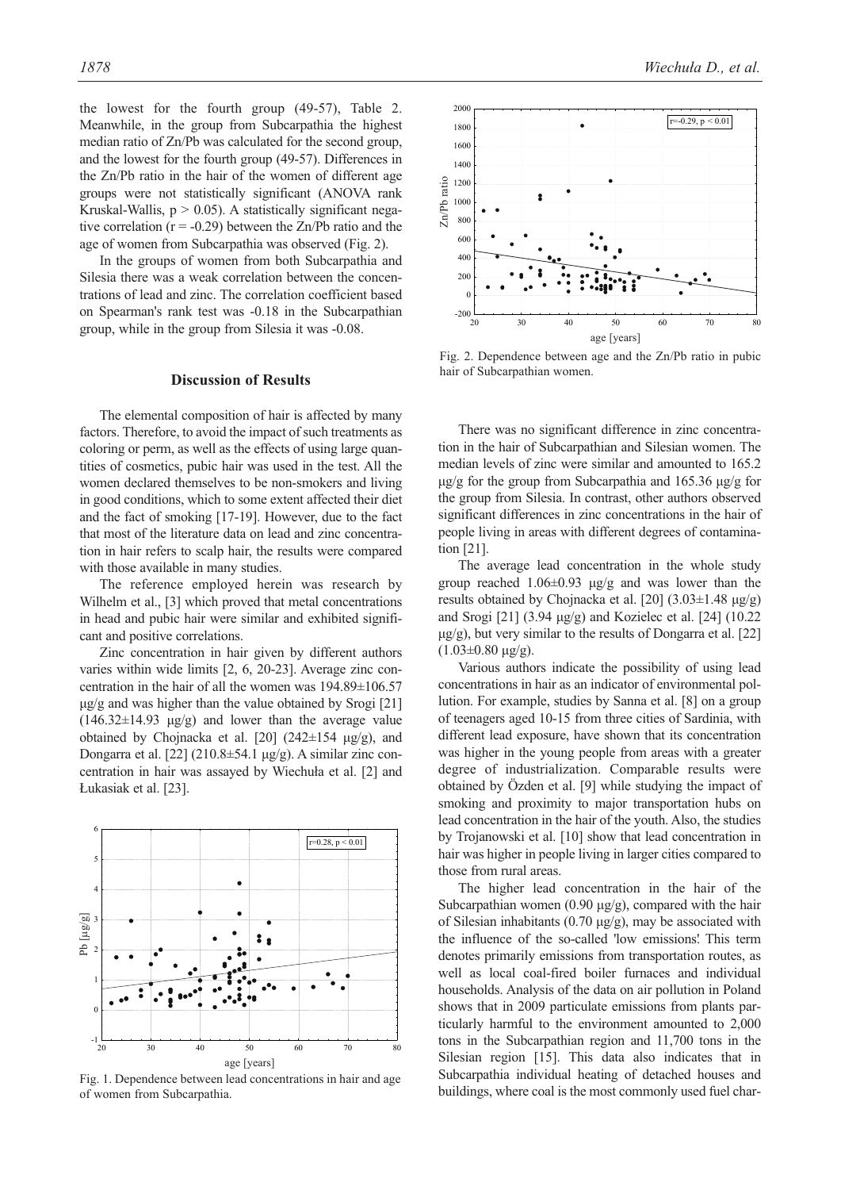the lowest for the fourth group (49-57), Table 2. Meanwhile, in the group from Subcarpathia the highest median ratio of Zn/Pb was calculated for the second group, and the lowest for the fourth group (49-57). Differences in the Zn/Pb ratio in the hair of the women of different age groups were not statistically significant (ANOVA rank Kruskal-Wallis, $p > 0.05$). A statistically significant negative correlation ($r = -0.29$) between the Zn/Pb ratio and the age of women from Subcarpathia was observed (Fig. 2).

In the groups of women from both Subcarpathia and Silesia there was a weak correlation between the concentrations of lead and zinc. The correlation coefficient based on Spearman's rank test was -0.18 in the Subcarpathian group, while in the group from Silesia it was -0.08.

## Discussion of Results

The elemental composition of hair is affected by many factors. Therefore, to avoid the impact of such treatments as coloring or perm, as well as the effects of using large quantities of cosmetics, pubic hair was used in the test. All the women declared themselves to be non-smokers and living in good conditions, which to some extent affected their diet and the fact of smoking [17-19]. However, due to the fact that most of the literature data on lead and zinc concentration in hair refers to scalp hair, the results were compared with those available in many studies.

The reference employed herein was research by Wilhelm et al., [3] which proved that metal concentrations in head and pubic hair were similar and exhibited significant and positive correlations.

Zinc concentration in hair given by different authors varies within wide limits [2, 6, 20-23]. Average zinc concentration in the hair of all the women was 194.89±106.57 μg/g and was higher than the value obtained by Srogi [21] (146.32±14.93 μg/g) and lower than the average value obtained by Chojnacka et al. [20] (242±154 μg/g), and Dongarra et al. [22] (210.8±54.1 μg/g). A similar zinc concentration in hair was assayed by Wiechuła et al. [2] and Łukasiak et al. [23].

Fig. 1. Dependence between lead concentrations in hair and age of women from Subcarpathia.

Fig. 2. Dependence between age and the Zn/Pb ratio in pubic hair of Subcarpathian women.

There was no significant difference in zinc concentration in the hair of Subcarpathian and Silesian women. The median levels of zinc were similar and amounted to 165.2 μg/g for the group from Subcarpathia and 165.36 μg/g for the group from Silesia. In contrast, other authors observed significant differences in zinc concentrations in the hair of people living in areas with different degrees of contamination [21].

The average lead concentration in the whole study group reached 1.06±0.93 μg/g and was lower than the results obtained by Chojnacka et al. [20] (3.03±1.48 μg/g) and Srogi [21] (3.94 μg/g) and Kozielec et al. [24] (10.22 μg/g), but very similar to the results of Dongarra et al. [22] (1.03±0.80 μg/g).

Various authors indicate the possibility of using lead concentrations in hair as an indicator of environmental pollution. For example, studies by Sanna et al. [8] on a group of teenagers aged 10-15 from three cities of Sardinia, with different lead exposure, have shown that its concentration was higher in the young people from areas with a greater degree of industrialization. Comparable results were obtained by Özden et al. [9] while studying the impact of smoking and proximity to major transportation hubs on lead concentration in the hair of the youth. Also, the studies by Trojanowski et al. [10] show that lead concentration in hair was higher in people living in larger cities compared to those from rural areas.

The higher lead concentration in the hair of the Subcarpathian women (0.90 μg/g), compared with the hair of Silesian inhabitants (0.70 μg/g), may be associated with the influence of the so-called 'low emissions'. This term denotes primarily emissions from transportation routes, as well as local coal-fired boiler furnaces and individual households. Analysis of the data on air pollution in Poland shows that in 2009 particulate emissions from plants particularly harmful to the environment amounted to 2,000 tons in the Subcarpathian region and 11,700 tons in the Silesian region [15]. This data also indicates that in Subcarpathia individual heating of detached houses and buildings, where coal is the most commonly used fuel char-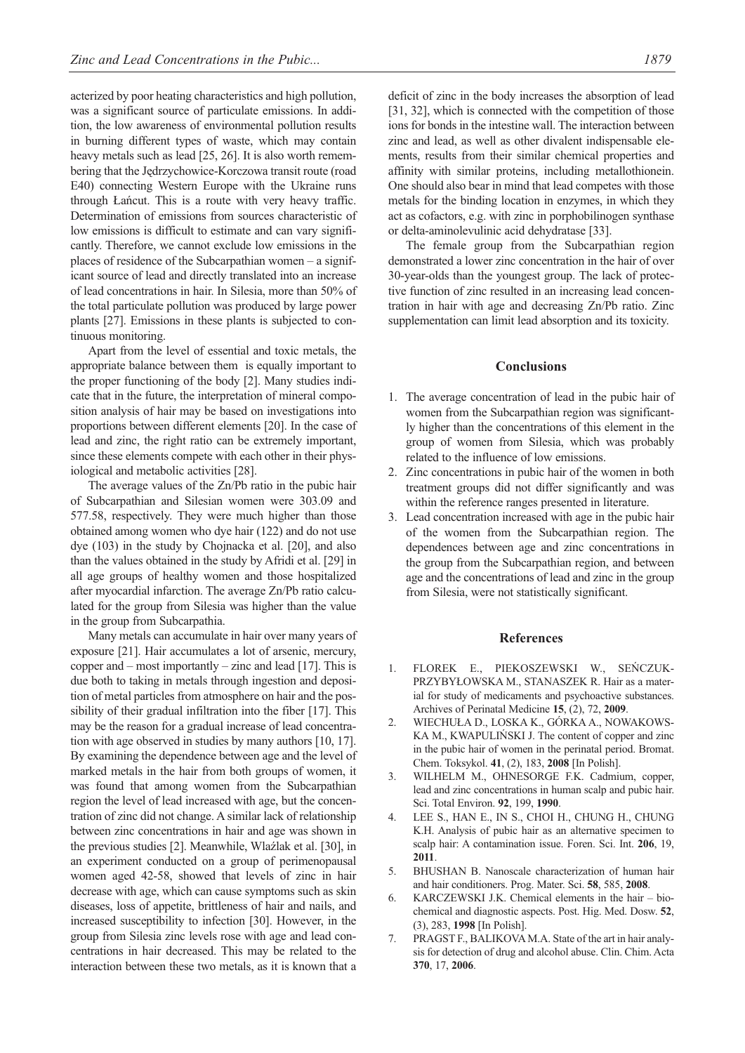acterized by poor heating characteristics and high pollution, was a significant source of particulate emissions. In addition, the low awareness of environmental pollution results in burning different types of waste, which may contain heavy metals such as lead [25, 26]. It is also worth remembering that the Jędrzychowice-Korczowa transit route (road E40) connecting Western Europe with the Ukraine runs through Łańcut. This is a route with very heavy traffic. Determination of emissions from sources characteristic of low emissions is difficult to estimate and can vary significantly. Therefore, we cannot exclude low emissions in the places of residence of the Subcarpathian women – a significant source of lead and directly translated into an increase of lead concentrations in hair. In Silesia, more than 50% of the total particulate pollution was produced by large power plants [27]. Emissions in these plants is subjected to continuous monitoring.

Apart from the level of essential and toxic metals, the appropriate balance between them is equally important to the proper functioning of the body [2]. Many studies indicate that in the future, the interpretation of mineral composition analysis of hair may be based on investigations into proportions between different elements [20]. In the case of lead and zinc, the right ratio can be extremely important, since these elements compete with each other in their physiological and metabolic activities [28].

The average values of the Zn/Pb ratio in the pubic hair of Subcarpathian and Silesian women were 303.09 and 577.58, respectively. They were much higher than those obtained among women who dye hair (122) and do not use dye (103) in the study by Chojnacka et al. [20], and also than the values obtained in the study by Afridi et al. [29] in all age groups of healthy women and those hospitalized after myocardial infarction. The average Zn/Pb ratio calculated for the group from Silesia was higher than the value in the group from Subcarpathia.

Many metals can accumulate in hair over many years of exposure [21]. Hair accumulates a lot of arsenic, mercury, copper and – most importantly – zinc and lead [17]. This is due both to taking in metals through ingestion and deposition of metal particles from atmosphere on hair and the possibility of their gradual infiltration into the fiber [17]. This may be the reason for a gradual increase of lead concentration with age observed in studies by many authors [10, 17]. By examining the dependence between age and the level of marked metals in the hair from both groups of women, it was found that among women from the Subcarpathian region the level of lead increased with age, but the concentration of zinc did not change. A similar lack of relationship between zinc concentrations in hair and age was shown in the previous studies [2]. Meanwhile, Wlaźlak et al. [30], in an experiment conducted on a group of perimenopausal women aged 42-58, showed that levels of zinc in hair decrease with age, which can cause symptoms such as skin diseases, loss of appetite, brittleness of hair and nails, and increased susceptibility to infection [30]. However, in the group from Silesia zinc levels rose with age and lead concentrations in hair decreased. This may be related to the interaction between these two metals, as it is known that a deficit of zinc in the body increases the absorption of lead [31, 32], which is connected with the competition of those ions for bonds in the intestine wall. The interaction between zinc and lead, as well as other divalent indispensable elements, results from their similar chemical properties and affinity with similar proteins, including metallothionein. One should also bear in mind that lead competes with those metals for the binding location in enzymes, in which they act as cofactors, e.g. with zinc in porphobilinogen synthase or delta-aminolevulinic acid dehydratase [33].

The female group from the Subcarpathian region demonstrated a lower zinc concentration in the hair of over 30-year-olds than the youngest group. The lack of protective function of zinc resulted in an increasing lead concentration in hair with age and decreasing Zn/Pb ratio. Zinc supplementation can limit lead absorption and its toxicity.

## Conclusions

1. The average concentration of lead in the pubic hair of women from the Subcarpathian region was significantly higher than the concentrations of this element in the group of women from Silesia, which was probably related to the influence of low emissions.
2. Zinc concentrations in pubic hair of the women in both treatment groups did not differ significantly and was within the reference ranges presented in literature.
3. Lead concentration increased with age in the pubic hair of the women from the Subcarpathian region. The dependences between age and zinc concentrations in the group from the Subcarpathian region, and between age and the concentrations of lead and zinc in the group from Silesia, were not statistically significant.

## References

1. FLOREK E., PIEKOSZEWSKI W., SEŃCZUK-PRZYBYŁOWSKA M., STANASZEK R. Hair as a material for study of medicaments and psychoactive substances. Archives of Perinatal Medicine **15**, (2), 72, **2009**.
2. WIECHUŁA D., LOSKA K., GÓRKA A., NOWAKOWSKA M., KWAPULIŃSKI J. The content of copper and zinc in the pubic hair of women in the perinatal period. Bromat. Chem. Toksykol. **41**, (2), 183, **2008** [In Polish].
3. WILHELM M., OHNESORGE F.K. Cadmium, copper, lead and zinc concentrations in human scalp and pubic hair. Sci. Total Environ. **92**, 199, **1990**.
4. LEE S., HAN E., IN S., CHOI H., CHUNG H., CHUNG K.H. Analysis of pubic hair as an alternative specimen to scalp hair: A contamination issue. Foren. Sci. Int. **206**, 19, **2011**.
5. BHUSHAN B. Nanoscale characterization of human hair and hair conditioners. Prog. Mater. Sci. **58**, 585, **2008**.
6. KARCZEWSKI J.K. Chemical elements in the hair – biochemical and diagnostic aspects. Post. Hig. Med. Dosw. **52**, (3), 283, **1998** [In Polish].
7. PRAGST F., BALIKOVA M.A. State of the art in hair analysis for detection of drug and alcohol abuse. Clin. Chim. Acta **370**, 17, **2006**.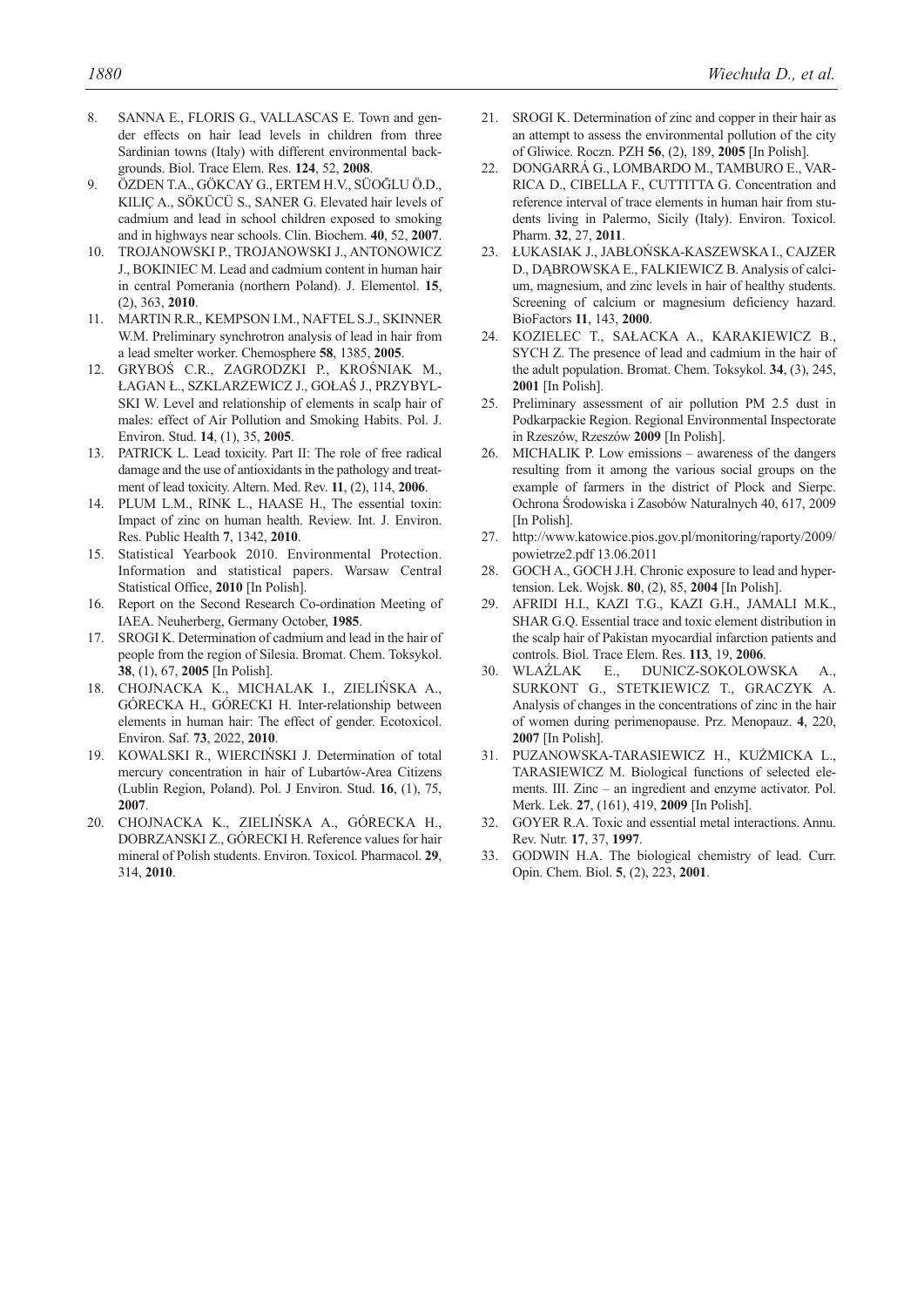8. SANNA E., FLORIS G., VALLASCAS E. Town and gender effects on hair lead levels in children from three Sardinian towns (Italy) with different environmental backgrounds. Biol. Trace Elem. Res. **124**, 52, **2008**.
9. ÖZDEN T.A., GÖKCAY G., ERTEM H.V., SÜOĞLU Ö.D., KILIÇ A., SÖKÜCÜ S., SANER G. Elevated hair levels of cadmium and lead in school children exposed to smoking and in highways near schools. Clin. Biochem. **40**, 52, **2007**.
10. TROJANOWSKI P., TROJANOWSKI J., ANTONOWICZ J., BOKINIEC M. Lead and cadmium content in human hair in central Pomerania (northern Poland). J. Elementol. **15**, (2), 363, **2010**.
11. MARTIN R.R., KEMPSON I.M., NAFTEL S.J., SKINNER W.M. Preliminary synchrotron analysis of lead in hair from a lead smelter worker. Chemosphere **58**, 1385, **2005**.
12. GRYBOŚ C.R., ZAGRODZKI P., KROŚNIAK M., ŁAGAN Ł., SZKLARZEWICZ J., GOŁAŚ J., PRZYBYLSKI W. Level and relationship of elements in scalp hair of males: effect of Air Pollution and Smoking Habits. Pol. J. Environ. Stud. **14**, (1), 35, **2005**.
13. PATRICK L. Lead toxicity. Part II: The role of free radical damage and the use of antioxidants in the pathology and treatment of lead toxicity. Altern. Med. Rev. **11**, (2), 114, **2006**.
14. PLUM L.M., RINK L., HAASE H., The essential toxin: Impact of zinc on human health. Review. Int. J. Environ. Res. Public Health **7**, 1342, **2010**.
15. Statistical Yearbook 2010. Environmental Protection. Information and statistical papers. Warsaw Central Statistical Office, **2010** [In Polish].
16. Report on the Second Research Co-ordination Meeting of IAEA. Neuherberg, Germany October, **1985**.
17. SROGI K. Determination of cadmium and lead in the hair of people from the region of Silesia. Bromat. Chem. Toksykol. **38**, (1), 67, **2005** [In Polish].
18. CHOJNACKA K., MICHALAK I., ZIELIŃSKA A., GÓRECKA H., GÓRECKI H. Inter-relationship between elements in human hair: The effect of gender. Ecotoxicol. Environ. Saf. **73**, 2022, **2010**.
19. KOWALSKI R., WIERCIŃSKI J. Determination of total mercury concentration in hair of Lubartów-Area Citizens (Lublin Region, Poland). Pol. J Environ. Stud. **16**, (1), 75, **2007**.
20. CHOJNACKA K., ZIELIŃSKA A., GÓRECKA H., DOBRZANSKI Z., GÓRECKI H. Reference values for hair mineral of Polish students. Environ. Toxicol. Pharmacol. **29**, 314, **2010**.
21. SROGI K. Determination of zinc and copper in their hair as an attempt to assess the environmental pollution of the city of Gliwice. Roczn. PZH **56**, (2), 189, **2005** [In Polish].
22. DONGARRÁ G., LOMBARDO M., TAMBURO E., VARRICA D., CIBELLA F., CUTTITTA G. Concentration and reference interval of trace elements in human hair from students living in Palermo, Sicily (Italy). Environ. Toxicol. Pharm. **32**, 27, **2011**.
23. ŁUKASIAK J., JABŁOŃSKA-KASZEWSKA I., CAJZER D., DĄBROWSKA E., FALKIEWICZ B. Analysis of calcium, magnesium, and zinc levels in hair of healthy students. Screening of calcium or magnesium deficiency hazard. BioFactors **11**, 143, **2000**.
24. KOZIELEC T., SAŁACKA A., KARAKIEWICZ B., SYCH Z. The presence of lead and cadmium in the hair of the adult population. Bromat. Chem. Toksykol. **34**, (3), 245, **2001** [In Polish].
25. Preliminary assessment of air pollution PM 2.5 dust in Podkarpackie Region. Regional Environmental Inspectorate in Rzeszów, Rzeszów **2009** [In Polish].
26. MICHALIK P. Low emissions – awareness of the dangers resulting from it among the various social groups on the example of farmers in the district of Plock and Sierpc. Ochrona Środowiska i Zasobów Naturalnych 40, 617, 2009 [In Polish].
27. http://www.katowice.pios.gov.pl/monitoring/raporty/2009/powietrze2.pdf 13.06.2011
28. GOCH A., GOCH J.H. Chronic exposure to lead and hypertension. Lek. Wojsk. **80**, (2), 85, **2004** [In Polish].
29. AFRIDI H.I., KAZI T.G., KAZI G.H., JAMALI M.K., SHAR G.Q. Essential trace and toxic element distribution in the scalp hair of Pakistan myocardial infarction patients and controls. Biol. Trace Elem. Res. **113**, 19, **2006**.
30. WLAŹLAK E., DUNICZ-SOKOLOWSKA A., SURKONT G., STETKIEWICZ T., GRACZYK A. Analysis of changes in the concentrations of zinc in the hair of women during perimenopause. Prz. Menopauz. **4**, 220, **2007** [In Polish].
31. PUZANOWSKA-TARASIEWICZ H., KUŹMICKA L., TARASIEWICZ M. Biological functions of selected elements. III. Zinc – an ingredient and enzyme activator. Pol. Merk. Lek. **27**, (161), 419, **2009** [In Polish].
32. GOYER R.A. Toxic and essential metal interactions. Annu. Rev. Nutr. **17**, 37, **1997**.
33. GODWIN H.A. The biological chemistry of lead. Curr. Opin. Chem. Biol. **5**, (2), 223, **2001**.